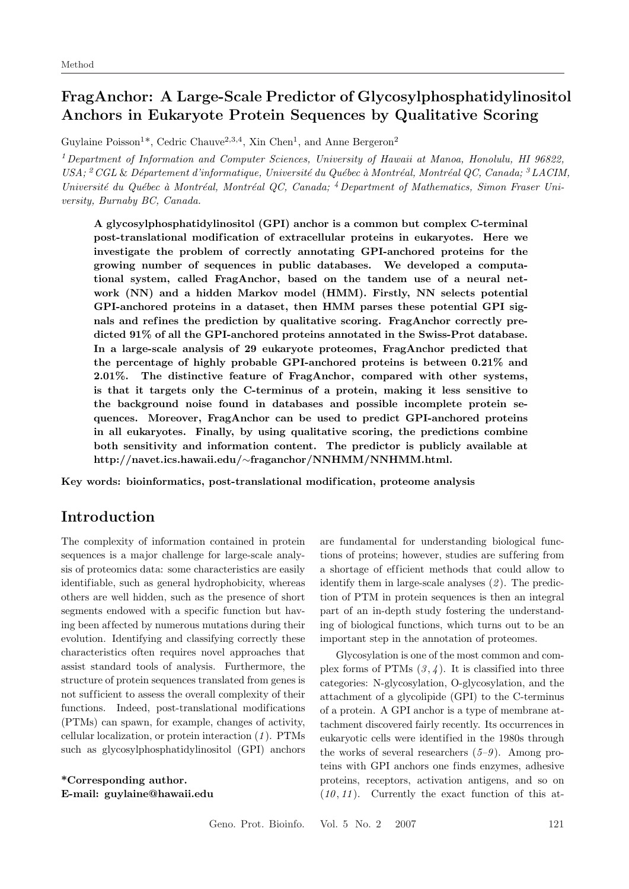Method

# FragAnchor: A Large-Scale Predictor of Glycosylphosphatidylinositol Anchors in Eukaryote Protein Sequences by Qualitative Scoring

Guylaine Poisson[1]*, Cedric Chauve[2,3,4], Xin Chen[1], and Anne Bergeron[2]

[1] *Department of Information and Computer Sciences, University of Hawaii at Manoa, Honolulu, HI 96822, USA;* [2] *CGL & Département d'informatique, Université du Québec à Montréal, Montréal QC, Canada;* [3] *LACIM, Université du Québec à Montréal, Montréal QC, Canada;* [4] *Department of Mathematics, Simon Fraser University, Burnaby BC, Canada.*

**A glycosylphosphatidylinositol (GPI) anchor is a common but complex C-terminal post-translational modification of extracellular proteins in eukaryotes. Here we investigate the problem of correctly annotating GPI-anchored proteins for the growing number of sequences in public databases. We developed a computational system, called FragAnchor, based on the tandem use of a neural network (NN) and a hidden Markov model (HMM). Firstly, NN selects potential GPI-anchored proteins in a dataset, then HMM parses these potential GPI signals and refines the prediction by qualitative scoring. FragAnchor correctly predicted 91% of all the GPI-anchored proteins annotated in the Swiss-Prot database. In a large-scale analysis of 29 eukaryote proteomes, FragAnchor predicted that the percentage of highly probable GPI-anchored proteins is between 0.21% and 2.01%. The distinctive feature of FragAnchor, compared with other systems, is that it targets only the C-terminus of a protein, making it less sensitive to the background noise found in databases and possible incomplete protein sequences. Moreover, FragAnchor can be used to predict GPI-anchored proteins in all eukaryotes. Finally, by using qualitative scoring, the predictions combine both sensitivity and information content. The predictor is publicly available at http://navet.ics.hawaii.edu/∼fraganchor/NNHMM/NNHMM.html.**

**Key words: bioinformatics, post-translational modification, proteome analysis**

## Introduction

The complexity of information contained in protein sequences is a major challenge for large-scale analysis of proteomics data: some characteristics are easily identifiable, such as general hydrophobicity, whereas others are well hidden, such as the presence of short segments endowed with a specific function but having been affected by numerous mutations during their evolution. Identifying and classifying correctly these characteristics often requires novel approaches that assist standard tools of analysis. Furthermore, the structure of protein sequences translated from genes is not sufficient to assess the overall complexity of their functions. Indeed, post-translational modifications (PTMs) can spawn, for example, changes of activity, cellular localization, or protein interaction (*1*). PTMs such as glycosylphosphatidylinositol (GPI) anchors are fundamental for understanding biological functions of proteins; however, studies are suffering from a shortage of efficient methods that could allow to identify them in large-scale analyses (*2*). The prediction of PTM in protein sequences is then an integral part of an in-depth study fostering the understanding of biological functions, which turns out to be an important step in the annotation of proteomes.

Glycosylation is one of the most common and complex forms of PTMs (*3*, *4*). It is classified into three categories: N-glycosylation, O-glycosylation, and the attachment of a glycolipide (GPI) to the C-terminus of a protein. A GPI anchor is a type of membrane attachment discovered fairly recently. Its occurrences in eukaryotic cells were identified in the 1980s through the works of several researchers (*5*–*9*). Among proteins with GPI anchors one finds enzymes, adhesive proteins, receptors, activation antigens, and so on (*10*, *11*). Currently the exact function of this at-

**\*Corresponding author.**
**E-mail: guylaine@hawaii.edu**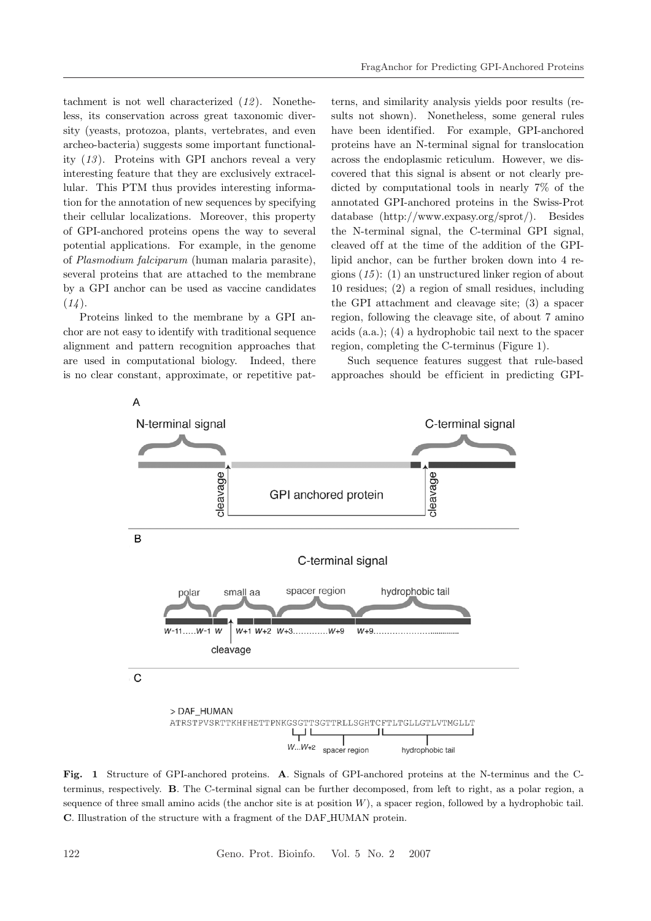tachment is not well characterized (*12*). Nonetheless, its conservation across great taxonomic diversity (yeasts, protozoa, plants, vertebrates, and even archeo-bacteria) suggests some important functionality (*13*). Proteins with GPI anchors reveal a very interesting feature that they are exclusively extracellular. This PTM thus provides interesting information for the annotation of new sequences by specifying their cellular localizations. Moreover, this property of GPI-anchored proteins opens the way to several potential applications. For example, in the genome of *Plasmodium falciparum* (human malaria parasite), several proteins that are attached to the membrane by a GPI anchor can be used as vaccine candidates (*14*).

Proteins linked to the membrane by a GPI anchor are not easy to identify with traditional sequence alignment and pattern recognition approaches that are used in computational biology. Indeed, there is no clear constant, approximate, or repetitive patterns, and similarity analysis yields poor results (results not shown). Nonetheless, some general rules have been identified. For example, GPI-anchored proteins have an N-terminal signal for translocation across the endoplasmic reticulum. However, we discovered that this signal is absent or not clearly predicted by computational tools in nearly 7% of the annotated GPI-anchored proteins in the Swiss-Prot database (http://www.expasy.org/sprot/). Besides the N-terminal signal, the C-terminal GPI signal, cleaved off at the time of the addition of the GPI-lipid anchor, can be further broken down into 4 regions (*15*): (1) an unstructured linker region of about 10 residues; (2) a region of small residues, including the GPI attachment and cleavage site; (3) a spacer region, following the cleavage site, of about 7 amino acids (a.a.); (4) a hydrophobic tail next to the spacer region, completing the C-terminus (Figure 1).

Such sequence features suggest that rule-based approaches should be efficient in predicting GPI-

**Fig. 1** Structure of GPI-anchored proteins. **A**. Signals of GPI-anchored proteins at the N-terminus and the C-terminus, respectively. **B**. The C-terminal signal can be further decomposed, from left to right, as a polar region, a sequence of three small amino acids (the anchor site is at position $W$), a spacer region, followed by a hydrophobic tail. **C**. Illustration of the structure with a fragment of the DAF_HUMAN protein.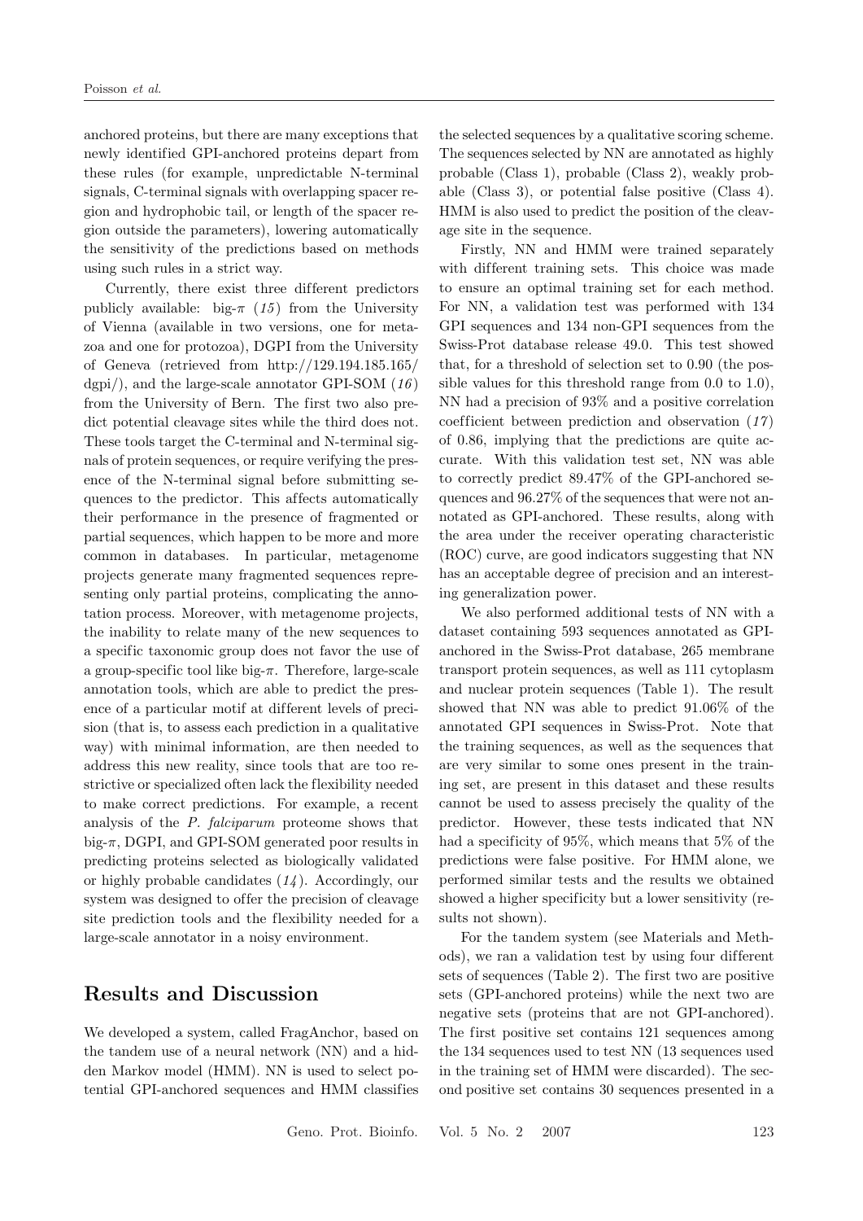anchored proteins, but there are many exceptions that newly identified GPI-anchored proteins depart from these rules (for example, unpredictable N-terminal signals, C-terminal signals with overlapping spacer region and hydrophobic tail, or length of the spacer region outside the parameters), lowering automatically the sensitivity of the predictions based on methods using such rules in a strict way.

Currently, there exist three different predictors publicly available: big-$\pi$ (*15*) from the University of Vienna (available in two versions, one for metazoa and one for protozoa), DGPI from the University of Geneva (retrieved from http://129.194.185.165/dgpi/), and the large-scale annotator GPI-SOM (*16*) from the University of Bern. The first two also predict potential cleavage sites while the third does not. These tools target the C-terminal and N-terminal signals of protein sequences, or require verifying the presence of the N-terminal signal before submitting sequences to the predictor. This affects automatically their performance in the presence of fragmented or partial sequences, which happen to be more and more common in databases. In particular, metagenome projects generate many fragmented sequences representing only partial proteins, complicating the annotation process. Moreover, with metagenome projects, the inability to relate many of the new sequences to a specific taxonomic group does not favor the use of a group-specific tool like big-$\pi$. Therefore, large-scale annotation tools, which are able to predict the presence of a particular motif at different levels of precision (that is, to assess each prediction in a qualitative way) with minimal information, are then needed to address this new reality, since tools that are too restrictive or specialized often lack the flexibility needed to make correct predictions. For example, a recent analysis of the *P. falciparum* proteome shows that big-$\pi$, DGPI, and GPI-SOM generated poor results in predicting proteins selected as biologically validated or highly probable candidates (*14*). Accordingly, our system was designed to offer the precision of cleavage site prediction tools and the flexibility needed for a large-scale annotator in a noisy environment.

## Results and Discussion

We developed a system, called FragAnchor, based on the tandem use of a neural network (NN) and a hidden Markov model (HMM). NN is used to select potential GPI-anchored sequences and HMM classifies the selected sequences by a qualitative scoring scheme. The sequences selected by NN are annotated as highly probable (Class 1), probable (Class 2), weakly probable (Class 3), or potential false positive (Class 4). HMM is also used to predict the position of the cleavage site in the sequence.

Firstly, NN and HMM were trained separately with different training sets. This choice was made to ensure an optimal training set for each method. For NN, a validation test was performed with 134 GPI sequences and 134 non-GPI sequences from the Swiss-Prot database release 49.0. This test showed that, for a threshold of selection set to 0.90 (the possible values for this threshold range from 0.0 to 1.0), NN had a precision of 93% and a positive correlation coefficient between prediction and observation (*17*) of 0.86, implying that the predictions are quite accurate. With this validation test set, NN was able to correctly predict 89.47% of the GPI-anchored sequences and 96.27% of the sequences that were not annotated as GPI-anchored. These results, along with the area under the receiver operating characteristic (ROC) curve, are good indicators suggesting that NN has an acceptable degree of precision and an interesting generalization power.

We also performed additional tests of NN with a dataset containing 593 sequences annotated as GPI-anchored in the Swiss-Prot database, 265 membrane transport protein sequences, as well as 111 cytoplasm and nuclear protein sequences (Table 1). The result showed that NN was able to predict 91.06% of the annotated GPI sequences in Swiss-Prot. Note that the training sequences, as well as the sequences that are very similar to some ones present in the training set, are present in this dataset and these results cannot be used to assess precisely the quality of the predictor. However, these tests indicated that NN had a specificity of 95%, which means that 5% of the predictions were false positive. For HMM alone, we performed similar tests and the results we obtained showed a higher specificity but a lower sensitivity (results not shown).

For the tandem system (see Materials and Methods), we ran a validation test by using four different sets of sequences (Table 2). The first two are positive sets (GPI-anchored proteins) while the next two are negative sets (proteins that are not GPI-anchored). The first positive set contains 121 sequences among the 134 sequences used to test NN (13 sequences used in the training set of HMM were discarded). The second positive set contains 30 sequences presented in a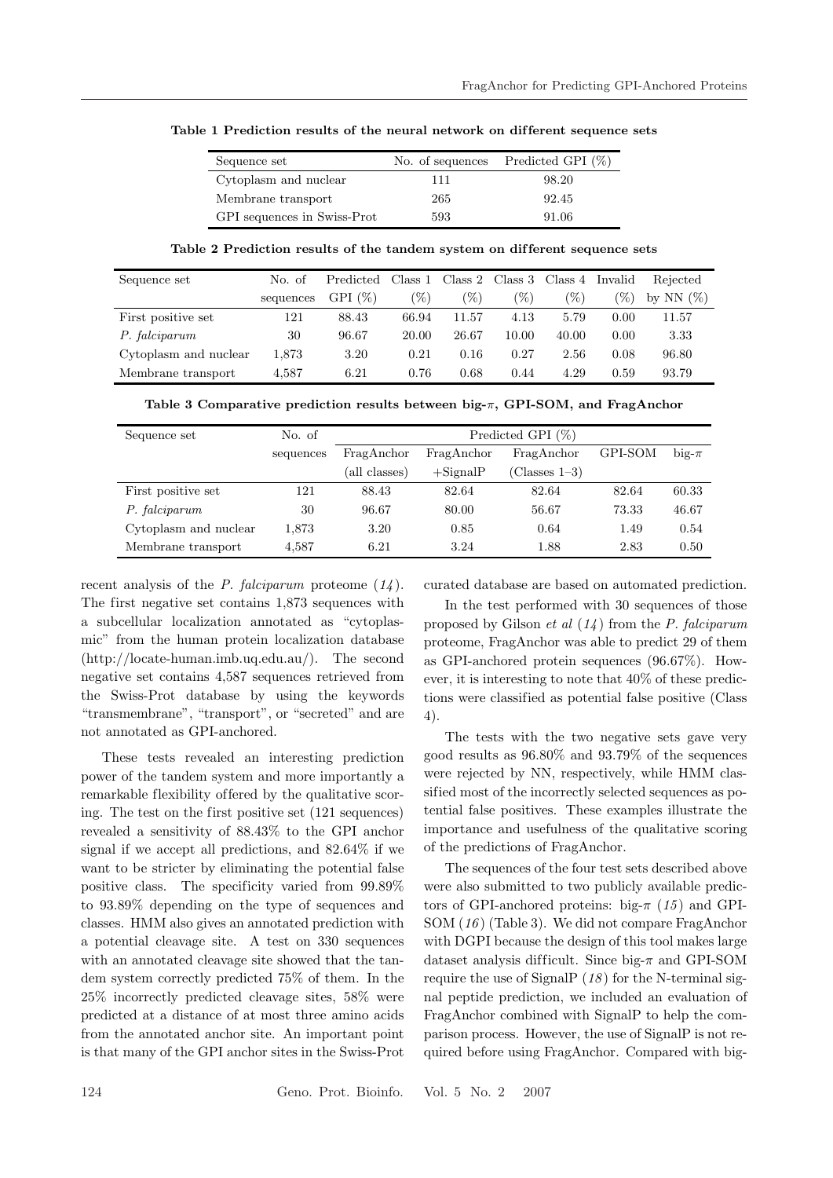**Table 1 Prediction results of the neural network on different sequence sets**

| Sequence set | No. of sequences | Predicted GPI (%) |
|---|---|---|
| Cytoplasm and nuclear | 111 | 98.20 |
| Membrane transport | 265 | 92.45 |
| GPI sequences in Swiss-Prot | 593 | 91.06 |

**Table 2 Prediction results of the tandem system on different sequence sets**

| Sequence set | No. of sequences | Predicted GPI (%) | Class 1 (%) | Class 2 (%) | Class 3 (%) | Class 4 (%) | Invalid (%) | Rejected by NN (%) |
|---|---|---|---|---|---|---|---|---|
| First positive set | 121 | 88.43 | 66.94 | 11.57 | 4.13 | 5.79 | 0.00 | 11.57 |
| *P. falciparum* | 30 | 96.67 | 20.00 | 26.67 | 10.00 | 40.00 | 0.00 | 3.33 |
| Cytoplasm and nuclear | 1,873 | 3.20 | 0.21 | 0.16 | 0.27 | 2.56 | 0.08 | 96.80 |
| Membrane transport | 4,587 | 6.21 | 0.76 | 0.68 | 0.44 | 4.29 | 0.59 | 93.79 |

**Table 3 Comparative prediction results between big-$\pi$, GPI-SOM, and FragAnchor**

| Sequence set | No. of sequences | Predicted GPI (%) | | | | |
|---|---|---|---|---|---|---|
| | | FragAnchor (all classes) | FragAnchor +SignalP | FragAnchor (Classes 1–3) | GPI-SOM | big-$\pi$ |
| First positive set | 121 | 88.43 | 82.64 | 82.64 | 82.64 | 60.33 |
| *P. falciparum* | 30 | 96.67 | 80.00 | 56.67 | 73.33 | 46.67 |
| Cytoplasm and nuclear | 1,873 | 3.20 | 0.85 | 0.64 | 1.49 | 0.54 |
| Membrane transport | 4,587 | 6.21 | 3.24 | 1.88 | 2.83 | 0.50 |

recent analysis of the *P. falciparum* proteome (*14*). The first negative set contains 1,873 sequences with a subcellular localization annotated as "cytoplasmic" from the human protein localization database (http://locate-human.imb.uq.edu.au/). The second negative set contains 4,587 sequences retrieved from the Swiss-Prot database by using the keywords "transmembrane", "transport", or "secreted" and are not annotated as GPI-anchored.

These tests revealed an interesting prediction power of the tandem system and more importantly a remarkable flexibility offered by the qualitative scoring. The test on the first positive set (121 sequences) revealed a sensitivity of 88.43% to the GPI anchor signal if we accept all predictions, and 82.64% if we want to be stricter by eliminating the potential false positive class. The specificity varied from 99.89% to 93.89% depending on the type of sequences and classes. HMM also gives an annotated prediction with a potential cleavage site. A test on 330 sequences with an annotated cleavage site showed that the tandem system correctly predicted 75% of them. In the 25% incorrectly predicted cleavage sites, 58% were predicted at a distance of at most three amino acids from the annotated anchor site. An important point is that many of the GPI anchor sites in the Swiss-Prot curated database are based on automated prediction.

In the test performed with 30 sequences of those proposed by Gilson *et al* (*14*) from the *P. falciparum* proteome, FragAnchor was able to predict 29 of them as GPI-anchored protein sequences (96.67%). However, it is interesting to note that 40% of these predictions were classified as potential false positive (Class 4).

The tests with the two negative sets gave very good results as 96.80% and 93.79% of the sequences were rejected by NN, respectively, while HMM classified most of the incorrectly selected sequences as potential false positives. These examples illustrate the importance and usefulness of the qualitative scoring of the predictions of FragAnchor.

The sequences of the four test sets described above were also submitted to two publicly available predictors of GPI-anchored proteins: big-$\pi$ (*15*) and GPI-SOM (*16*) (Table 3). We did not compare FragAnchor with DGPI because the design of this tool makes large dataset analysis difficult. Since big-$\pi$ and GPI-SOM require the use of SignalP (*18*) for the N-terminal signal peptide prediction, we included an evaluation of FragAnchor combined with SignalP to help the comparison process. However, the use of SignalP is not required before using FragAnchor. Compared with big-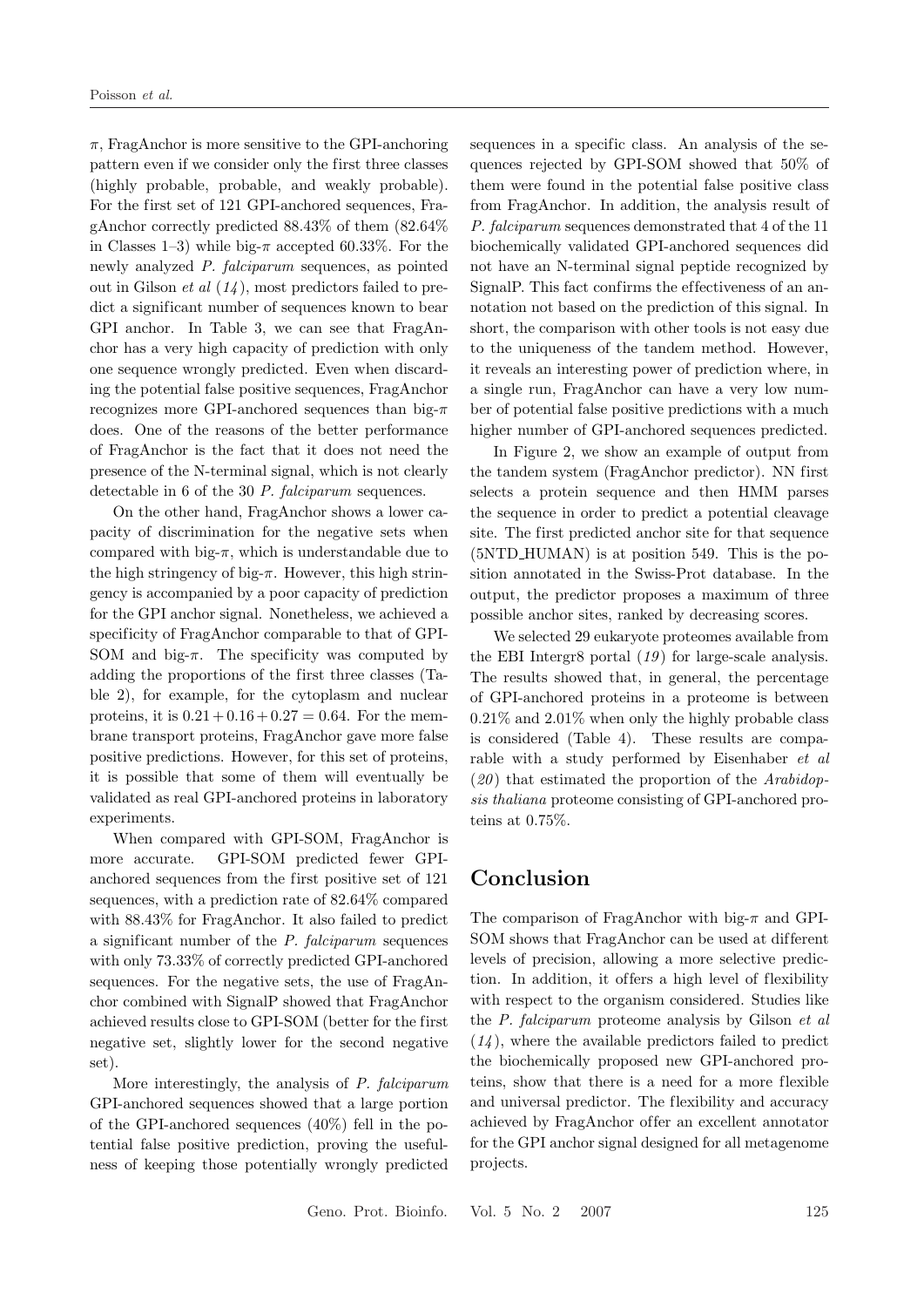$\pi$, FragAnchor is more sensitive to the GPI-anchoring pattern even if we consider only the first three classes (highly probable, probable, and weakly probable). For the first set of 121 GPI-anchored sequences, FragAnchor correctly predicted 88.43% of them (82.64% in Classes 1–3) while big-$\pi$ accepted 60.33%. For the newly analyzed *P. falciparum* sequences, as pointed out in Gilson *et al* (*14*), most predictors failed to predict a significant number of sequences known to bear GPI anchor. In Table 3, we can see that FragAnchor has a very high capacity of prediction with only one sequence wrongly predicted. Even when discarding the potential false positive sequences, FragAnchor recognizes more GPI-anchored sequences than big-$\pi$ does. One of the reasons of the better performance of FragAnchor is the fact that it does not need the presence of the N-terminal signal, which is not clearly detectable in 6 of the 30 *P. falciparum* sequences.

On the other hand, FragAnchor shows a lower capacity of discrimination for the negative sets when compared with big-$\pi$, which is understandable due to the high stringency of big-$\pi$. However, this high stringency is accompanied by a poor capacity of prediction for the GPI anchor signal. Nonetheless, we achieved a specificity of FragAnchor comparable to that of GPI-SOM and big-$\pi$. The specificity was computed by adding the proportions of the first three classes (Table 2), for example, for the cytoplasm and nuclear proteins, it is $0.21 + 0.16 + 0.27 = 0.64$. For the membrane transport proteins, FragAnchor gave more false positive predictions. However, for this set of proteins, it is possible that some of them will eventually be validated as real GPI-anchored proteins in laboratory experiments.

When compared with GPI-SOM, FragAnchor is more accurate. GPI-SOM predicted fewer GPI-anchored sequences from the first positive set of 121 sequences, with a prediction rate of 82.64% compared with 88.43% for FragAnchor. It also failed to predict a significant number of the *P. falciparum* sequences with only 73.33% of correctly predicted GPI-anchored sequences. For the negative sets, the use of FragAnchor combined with SignalP showed that FragAnchor achieved results close to GPI-SOM (better for the first negative set, slightly lower for the second negative set).

More interestingly, the analysis of *P. falciparum* GPI-anchored sequences showed that a large portion of the GPI-anchored sequences (40%) fell in the potential false positive prediction, proving the usefulness of keeping those potentially wrongly predicted sequences in a specific class. An analysis of the sequences rejected by GPI-SOM showed that 50% of them were found in the potential false positive class from FragAnchor. In addition, the analysis result of *P. falciparum* sequences demonstrated that 4 of the 11 biochemically validated GPI-anchored sequences did not have an N-terminal signal peptide recognized by SignalP. This fact confirms the effectiveness of an annotation not based on the prediction of this signal. In short, the comparison with other tools is not easy due to the uniqueness of the tandem method. However, it reveals an interesting power of prediction where, in a single run, FragAnchor can have a very low number of potential false positive predictions with a much higher number of GPI-anchored sequences predicted.

In Figure 2, we show an example of output from the tandem system (FragAnchor predictor). NN first selects a protein sequence and then HMM parses the sequence in order to predict a potential cleavage site. The first predicted anchor site for that sequence (5NTD_HUMAN) is at position 549. This is the position annotated in the Swiss-Prot database. In the output, the predictor proposes a maximum of three possible anchor sites, ranked by decreasing scores.

We selected 29 eukaryote proteomes available from the EBI Intergr8 portal (*19*) for large-scale analysis. The results showed that, in general, the percentage of GPI-anchored proteins in a proteome is between 0.21% and 2.01% when only the highly probable class is considered (Table 4). These results are comparable with a study performed by Eisenhaber *et al* (*20*) that estimated the proportion of the *Arabidopsis thaliana* proteome consisting of GPI-anchored proteins at 0.75%.

## Conclusion

The comparison of FragAnchor with big-$\pi$ and GPI-SOM shows that FragAnchor can be used at different levels of precision, allowing a more selective prediction. In addition, it offers a high level of flexibility with respect to the organism considered. Studies like the *P. falciparum* proteome analysis by Gilson *et al* (*14*), where the available predictors failed to predict the biochemically proposed new GPI-anchored proteins, show that there is a need for a more flexible and universal predictor. The flexibility and accuracy achieved by FragAnchor offer an excellent annotator for the GPI anchor signal designed for all metagenome projects.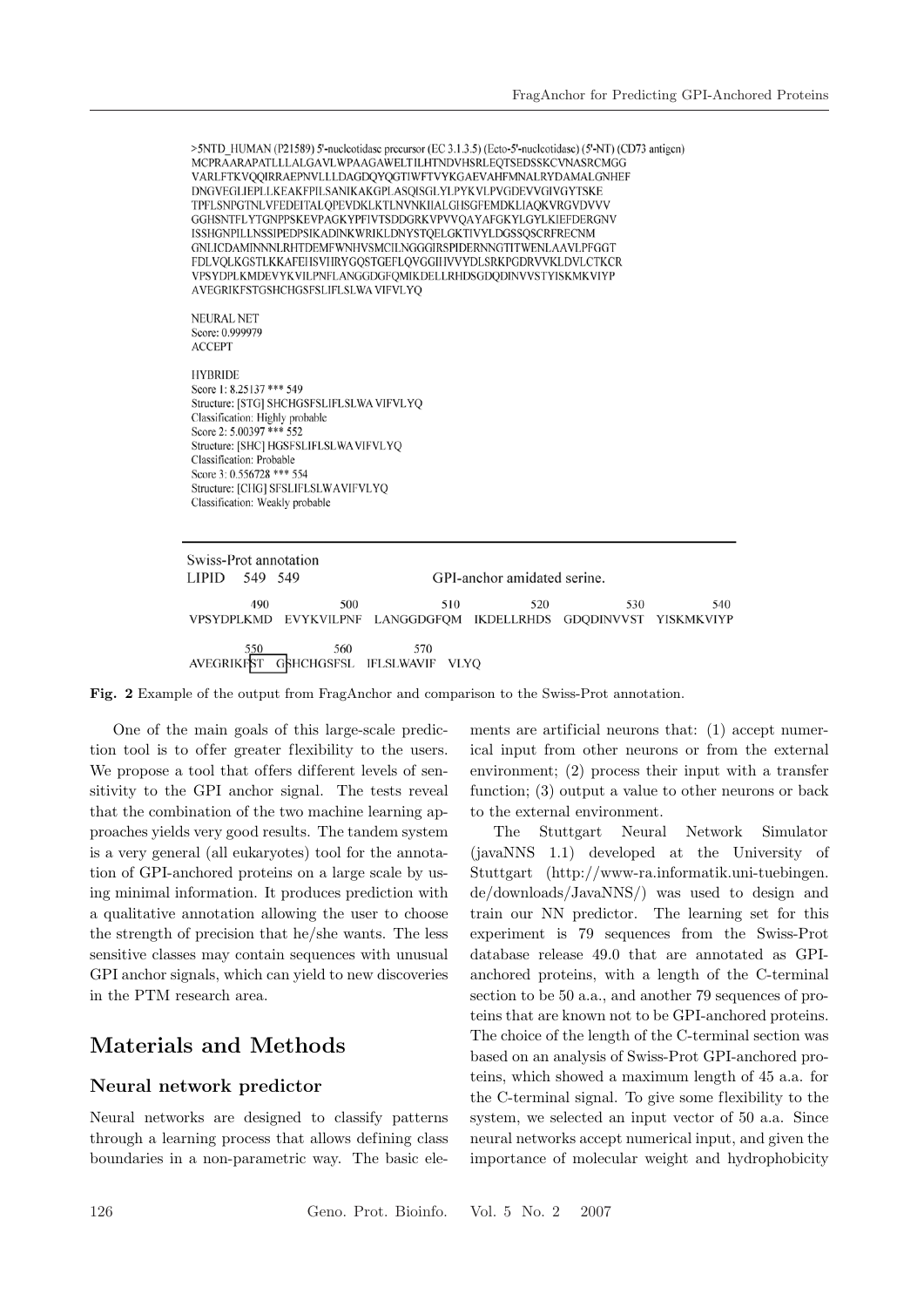```
>5NTD_HUMAN (P21589) 5'-nucleotidase precursor (EC 3.1.3.5) (Ecto-5'-nucleotidase) (5'-NT) (CD73 antigen)
MCPRAARAPATLLLALGAVLWPAAGAWELTILHTNDVHSRLEQTSEDSSKCVNASRCMGG
VARLFTKVQQIRRAEPNVLLLDAGDQYQGTIWFTVYKGAEVAHFMNALRYDAMALGNHEF
DNGVEGLIEPLLKEAKFPILSANIKAKGPLASQISGLYLPYKVLPVGDEVVGIVGYTSKE
TPFLSNPGTNLVFEDEITALQPEVDKLKTLNVNKIIALGHSGFEMDKLIAQKVRGVDVVV
GGHSNTFLYTGNPPSKEVPAGKYPFIVTSDDGRKVPVVQAYAFGKYLGYLKIEFDERGNV
ISSHGNPILLNSSIPEDPSIKADINKWRIKLDNYSTQELGKTIVYLDGSSQSCRFRECNM
GNLICDAMINNNLRHTDEMFWNHVSMCILNGGGIRSPIDERNNGTITWENLAAVLPFGGT
FDLVQLKGSTLKKAFEHSVHRYGQSTGEFLQVGGIHVVYDLSRKPGDRVVKLDVLCTKCR
VPSYDPLKMDEVYKVILPNFLANGGDGFQMIKDELLRHDSGDQDINVVSTYISKMKVIYP
AVEGRIKFSTGSHCHGSFSLIFLSLWAVIFVLYQ

NEURAL NET
Score: 0.999979
ACCEPT

HYBRIDE
Score 1: 8.25137 *** 549
Structure: [STG] SHCHGSFSLIFLSLWAVIFVLYQ
Classification: Highly probable
Score 2: 5.00397 *** 552
Structure: [SHC] HGSFSLIFLSLWAVIFVLYQ
Classification: Probable
Score 3: 0.556728 *** 554
Structure: [CHG] SFSLIFLSLWAVIFVLYQ
Classification: Weakly probable
```

```
Swiss-Prot annotation
LIPID   549  549                 GPI-anchor amidated serine.

        490         500         510         520         530         540
VPSYDPLKMD  EVYKVILPNF  LANGGDGFQM  IKDELLRHDS  GDQDINVVST  YISKMKVIYP

        550         560         570
AVEGRIKFST  GSHCHGSFSL  IFLSLWAVIF  VLYQ
```

**Fig. 2** Example of the output from FragAnchor and comparison to the Swiss-Prot annotation.

One of the main goals of this large-scale prediction tool is to offer greater flexibility to the users. We propose a tool that offers different levels of sensitivity to the GPI anchor signal. The tests reveal that the combination of the two machine learning approaches yields very good results. The tandem system is a very general (all eukaryotes) tool for the annotation of GPI-anchored proteins on a large scale by using minimal information. It produces prediction with a qualitative annotation allowing the user to choose the strength of precision that he/she wants. The less sensitive classes may contain sequences with unusual GPI anchor signals, which can yield to new discoveries in the PTM research area.

## Materials and Methods

### Neural network predictor

Neural networks are designed to classify patterns through a learning process that allows defining class boundaries in a non-parametric way. The basic elements are artificial neurons that: (1) accept numerical input from other neurons or from the external environment; (2) process their input with a transfer function; (3) output a value to other neurons or back to the external environment.

The Stuttgart Neural Network Simulator (javaNNS 1.1) developed at the University of Stuttgart (http://www-ra.informatik.uni-tuebingen.de/downloads/JavaNNS/) was used to design and train our NN predictor. The learning set for this experiment is 79 sequences from the Swiss-Prot database release 49.0 that are annotated as GPI-anchored proteins, with a length of the C-terminal section to be 50 a.a., and another 79 sequences of proteins that are known not to be GPI-anchored proteins. The choice of the length of the C-terminal section was based on an analysis of Swiss-Prot GPI-anchored proteins, which showed a maximum length of 45 a.a. for the C-terminal signal. To give some flexibility to the system, we selected an input vector of 50 a.a. Since neural networks accept numerical input, and given the importance of molecular weight and hydrophobicity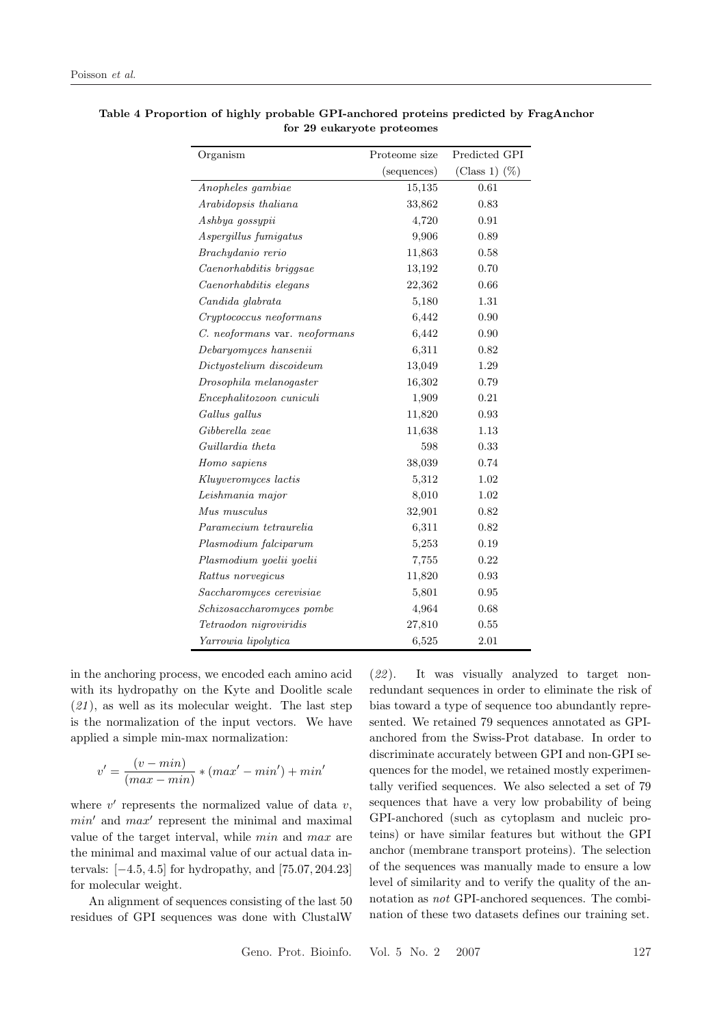**Table 4 Proportion of highly probable GPI-anchored proteins predicted by FragAnchor for 29 eukaryote proteomes**

| Organism | Proteome size (sequences) | Predicted GPI (Class 1) (%) |
|---|---:|---:|
| *Anopheles gambiae* | 15,135 | 0.61 |
| *Arabidopsis thaliana* | 33,862 | 0.83 |
| *Ashbya gossypii* | 4,720 | 0.91 |
| *Aspergillus fumigatus* | 9,906 | 0.89 |
| *Brachydanio rerio* | 11,863 | 0.58 |
| *Caenorhabditis briggsae* | 13,192 | 0.70 |
| *Caenorhabditis elegans* | 22,362 | 0.66 |
| *Candida glabrata* | 5,180 | 1.31 |
| *Cryptococcus neoformans* | 6,442 | 0.90 |
| *C. neoformans* var. *neoformans* | 6,442 | 0.90 |
| *Debaryomyces hansenii* | 6,311 | 0.82 |
| *Dictyostelium discoideum* | 13,049 | 1.29 |
| *Drosophila melanogaster* | 16,302 | 0.79 |
| *Encephalitozoon cuniculi* | 1,909 | 0.21 |
| *Gallus gallus* | 11,820 | 0.93 |
| *Gibberella zeae* | 11,638 | 1.13 |
| *Guillardia theta* | 598 | 0.33 |
| *Homo sapiens* | 38,039 | 0.74 |
| *Kluyveromyces lactis* | 5,312 | 1.02 |
| *Leishmania major* | 8,010 | 1.02 |
| *Mus musculus* | 32,901 | 0.82 |
| *Paramecium tetraurelia* | 6,311 | 0.82 |
| *Plasmodium falciparum* | 5,253 | 0.19 |
| *Plasmodium yoelii yoelii* | 7,755 | 0.22 |
| *Rattus norvegicus* | 11,820 | 0.93 |
| *Saccharomyces cerevisiae* | 5,801 | 0.95 |
| *Schizosaccharomyces pombe* | 4,964 | 0.68 |
| *Tetraodon nigroviridis* | 27,810 | 0.55 |
| *Yarrowia lipolytica* | 6,525 | 2.01 |

in the anchoring process, we encoded each amino acid with its hydropathy on the Kyte and Doolitle scale (*21*), as well as its molecular weight. The last step is the normalization of the input vectors. We have applied a simple min-max normalization:

$$v' = \frac{(v - min)}{(max - min)} * (max' - min') + min'$$

where $v'$ represents the normalized value of data $v$, $min'$ and $max'$ represent the minimal and maximal value of the target interval, while $min$ and $max$ are the minimal and maximal value of our actual data intervals: $[-4.5, 4.5]$ for hydropathy, and $[75.07, 204.23]$ for molecular weight.

An alignment of sequences consisting of the last 50 residues of GPI sequences was done with ClustalW (*22*). It was visually analyzed to target non-redundant sequences in order to eliminate the risk of bias toward a type of sequence too abundantly represented. We retained 79 sequences annotated as GPI-anchored from the Swiss-Prot database. In order to discriminate accurately between GPI and non-GPI sequences for the model, we retained mostly experimentally verified sequences. We also selected a set of 79 sequences that have a very low probability of being GPI-anchored (such as cytoplasm and nucleic proteins) or have similar features but without the GPI anchor (membrane transport proteins). The selection of the sequences was manually made to ensure a low level of similarity and to verify the quality of the annotation as *not* GPI-anchored sequences. The combination of these two datasets defines our training set.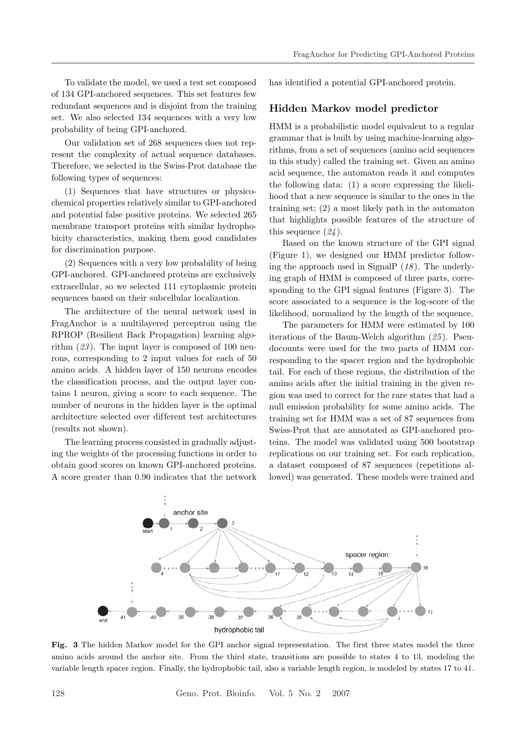To validate the model, we used a test set composed of 134 GPI-anchored sequences. This set features few redundant sequences and is disjoint from the training set. We also selected 134 sequences with a very low probability of being GPI-anchored.

Our validation set of 268 sequences does not represent the complexity of actual sequence databases. Therefore, we selected in the Swiss-Prot database the following types of sequences:

(1) Sequences that have structures or physicochemical properties relatively similar to GPI-anchored and potential false positive proteins. We selected 265 membrane transport proteins with similar hydrophobicity characteristics, making them good candidates for discrimination purpose.

(2) Sequences with a very low probability of being GPI-anchored. GPI-anchored proteins are exclusively extracellular, so we selected 111 cytoplasmic protein sequences based on their subcellular localization.

The architecture of the neural network used in FragAnchor is a multilayered perceptron using the RPROP (Resilient Back Propagation) learning algorithm (*23*). The input layer is composed of 100 neurons, corresponding to 2 input values for each of 50 amino acids. A hidden layer of 150 neurons encodes the classification process, and the output layer contains 1 neuron, giving a score to each sequence. The number of neurons in the hidden layer is the optimal architecture selected over different test architectures (results not shown).

The learning process consisted in gradually adjusting the weights of the processing functions in order to obtain good scores on known GPI-anchored proteins. A score greater than 0.90 indicates that the network has identified a potential GPI-anchored protein.

## Hidden Markov model predictor

HMM is a probabilistic model equivalent to a regular grammar that is built by using machine-learning algorithms, from a set of sequences (amino acid sequences in this study) called the training set. Given an amino acid sequence, the automaton reads it and computes the following data: (1) a score expressing the likelihood that a new sequence is similar to the ones in the training set; (2) a most likely path in the automaton that highlights possible features of the structure of this sequence (*24*).

Based on the known structure of the GPI signal (Figure 1), we designed our HMM predictor following the approach used in SignalP (*18*). The underlying graph of HMM is composed of three parts, corresponding to the GPI signal features (Figure 3). The score associated to a sequence is the log-score of the likelihood, normalized by the length of the sequence.

The parameters for HMM were estimated by 100 iterations of the Baum-Welch algorithm (*25*). Pseudocounts were used for the two parts of HMM corresponding to the spacer region and the hydrophobic tail. For each of these regions, the distribution of the amino acids after the initial training in the given region was used to correct for the rare states that had a null emission probability for some amino acids. The training set for HMM was a set of 87 sequences from Swiss-Prot that are annotated as GPI-anchored proteins. The model was validated using 500 bootstrap replications on our training set. For each replication, a dataset composed of 87 sequences (repetitions allowed) was generated. These models were trained and

**Fig. 3** The hidden Markov model for the GPI anchor signal representation. The first three states model the three amino acids around the anchor site. From the third state, transitions are possible to states 4 to 13, modeling the variable length spacer region. Finally, the hydrophobic tail, also a variable length region, is modeled by states 17 to 41.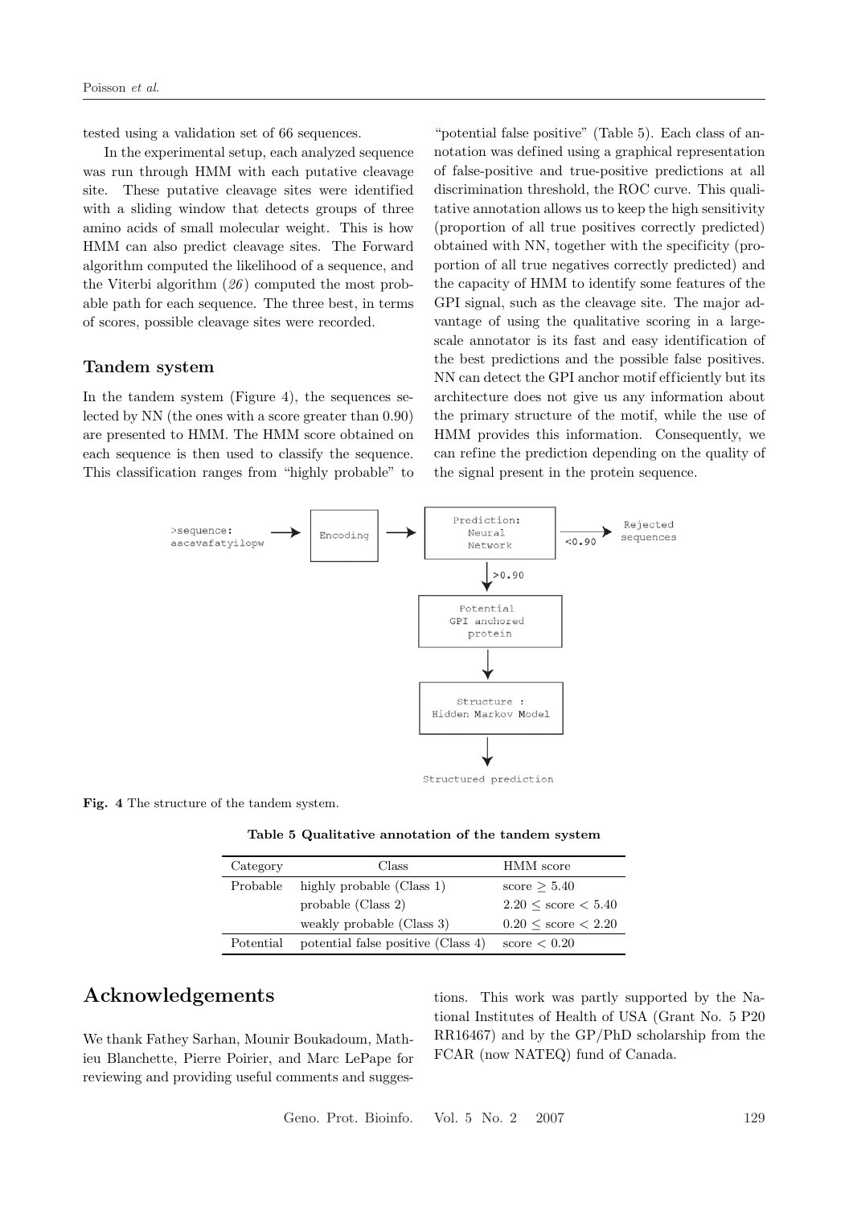tested using a validation set of 66 sequences.

In the experimental setup, each analyzed sequence was run through HMM with each putative cleavage site. These putative cleavage sites were identified with a sliding window that detects groups of three amino acids of small molecular weight. This is how HMM can also predict cleavage sites. The Forward algorithm computed the likelihood of a sequence, and the Viterbi algorithm (*26*) computed the most probable path for each sequence. The three best, in terms of scores, possible cleavage sites were recorded.

### Tandem system

In the tandem system (Figure 4), the sequences selected by NN (the ones with a score greater than 0.90) are presented to HMM. The HMM score obtained on each sequence is then used to classify the sequence. This classification ranges from "highly probable" to "potential false positive" (Table 5). Each class of annotation was defined using a graphical representation of false-positive and true-positive predictions at all discrimination threshold, the ROC curve. This qualitative annotation allows us to keep the high sensitivity (proportion of all true positives correctly predicted) obtained with NN, together with the specificity (proportion of all true negatives correctly predicted) and the capacity of HMM to identify some features of the GPI signal, such as the cleavage site. The major advantage of using the qualitative scoring in a large-scale annotator is its fast and easy identification of the best predictions and the possible false positives. NN can detect the GPI anchor motif efficiently but its architecture does not give us any information about the primary structure of the motif, while the use of HMM provides this information. Consequently, we can refine the prediction depending on the quality of the signal present in the protein sequence.

```
>sequence:          Encoding   Prediction:       <0.90   Rejected
aacavafatyilopw                Neural Network            sequences
                                    | >0.90
                               Potential GPI anchored protein
                                    |
                               Structure : Hidden Markov Model
                                    |
                               Structured prediction
```

**Fig. 4** The structure of the tandem system.

**Table 5 Qualitative annotation of the tandem system**

| Category | Class | HMM score |
|---|---|---|
| Probable | highly probable (Class 1) | score $\geq 5.40$ |
| | probable (Class 2) | $2.20 \leq$ score $< 5.40$ |
| | weakly probable (Class 3) | $0.20 \leq$ score $< 2.20$ |
| Potential | potential false positive (Class 4) | score $< 0.20$ |

## Acknowledgements

We thank Fathey Sarhan, Mounir Boukadoum, Mathieu Blanchette, Pierre Poirier, and Marc LePape for reviewing and providing useful comments and suggestions. This work was partly supported by the National Institutes of Health of USA (Grant No. 5 P20 RR16467) and by the GP/PhD scholarship from the FCAR (now NATEQ) fund of Canada.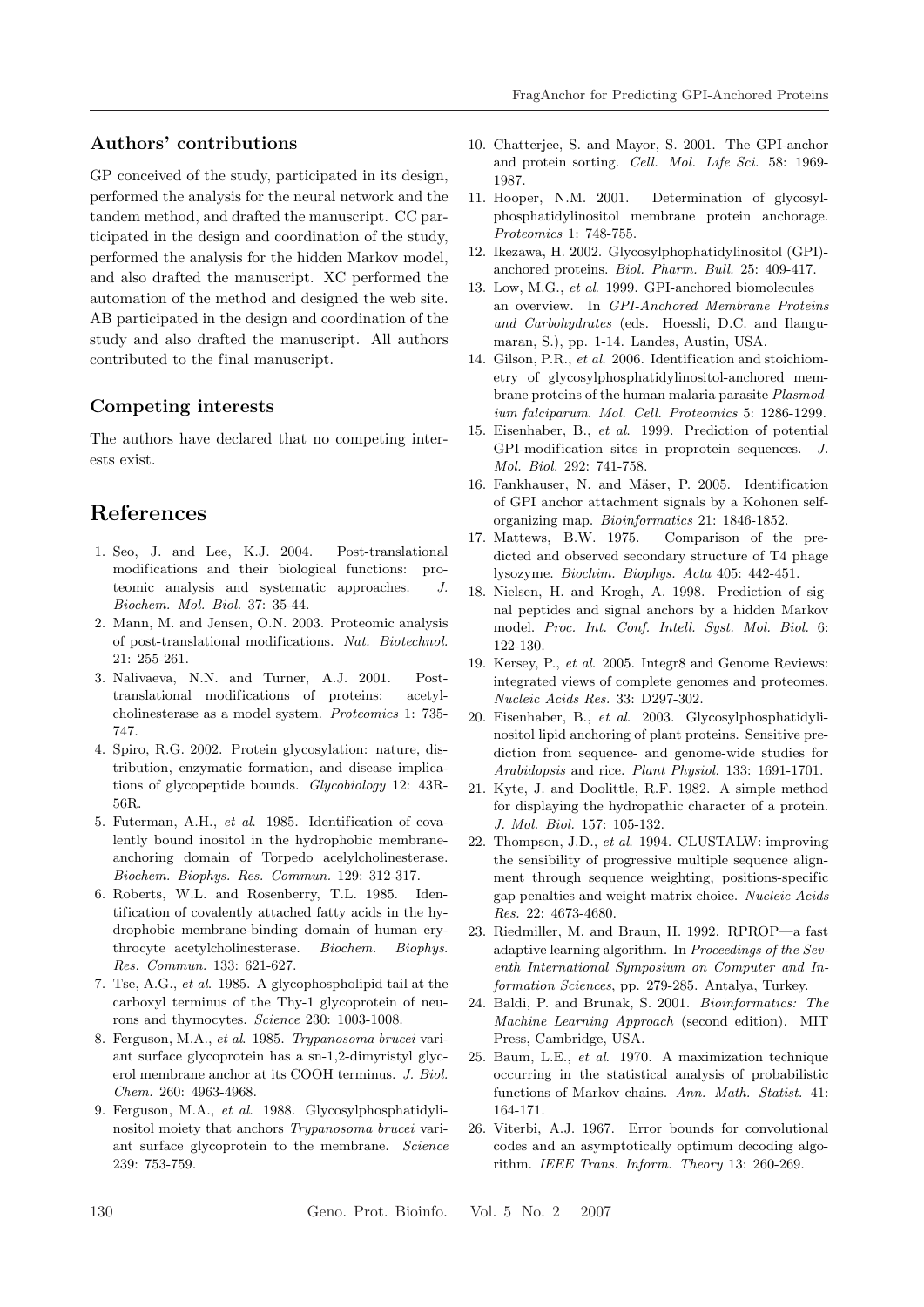## Authors' contributions

GP conceived of the study, participated in its design, performed the analysis for the neural network and the tandem method, and drafted the manuscript. CC participated in the design and coordination of the study, performed the analysis for the hidden Markov model, and also drafted the manuscript. XC performed the automation of the method and designed the web site. AB participated in the design and coordination of the study and also drafted the manuscript. All authors contributed to the final manuscript.

## Competing interests

The authors have declared that no competing interests exist.

# References

1. Seo, J. and Lee, K.J. 2004. Post-translational modifications and their biological functions: proteomic analysis and systematic approaches. *J. Biochem. Mol. Biol.* 37: 35-44.
2. Mann, M. and Jensen, O.N. 2003. Proteomic analysis of post-translational modifications. *Nat. Biotechnol.* 21: 255-261.
3. Nalivaeva, N.N. and Turner, A.J. 2001. Post-translational modifications of proteins: acetylcholinesterase as a model system. *Proteomics* 1: 735-747.
4. Spiro, R.G. 2002. Protein glycosylation: nature, distribution, enzymatic formation, and disease implications of glycopeptide bounds. *Glycobiology* 12: 43R-56R.
5. Futerman, A.H., *et al.* 1985. Identification of covalently bound inositol in the hydrophobic membrane-anchoring domain of Torpedo acelylcholinesterase. *Biochem. Biophys. Res. Commun.* 129: 312-317.
6. Roberts, W.L. and Rosenberry, T.L. 1985. Identification of covalently attached fatty acids in the hydrophobic membrane-binding domain of human erythrocyte acetylcholinesterase. *Biochem. Biophys. Res. Commun.* 133: 621-627.
7. Tse, A.G., *et al.* 1985. A glycophospholipid tail at the carboxyl terminus of the Thy-1 glycoprotein of neurons and thymocytes. *Science* 230: 1003-1008.
8. Ferguson, M.A., *et al.* 1985. *Trypanosoma brucei* variant surface glycoprotein has a sn-1,2-dimyristyl glycerol membrane anchor at its COOH terminus. *J. Biol. Chem.* 260: 4963-4968.
9. Ferguson, M.A., *et al.* 1988. Glycosylphosphatidylinositol moiety that anchors *Trypanosoma brucei* variant surface glycoprotein to the membrane. *Science* 239: 753-759.
10. Chatterjee, S. and Mayor, S. 2001. The GPI-anchor and protein sorting. *Cell. Mol. Life Sci.* 58: 1969-1987.
11. Hooper, N.M. 2001. Determination of glycosylphosphatidylinositol membrane protein anchorage. *Proteomics* 1: 748-755.
12. Ikezawa, H. 2002. Glycosylphophatidylinositol (GPI)-anchored proteins. *Biol. Pharm. Bull.* 25: 409-417.
13. Low, M.G., *et al.* 1999. GPI-anchored biomolecules—an overview. In *GPI-Anchored Membrane Proteins and Carbohydrates* (eds. Hoessli, D.C. and Ilangumaran, S.), pp. 1-14. Landes, Austin, USA.
14. Gilson, P.R., *et al.* 2006. Identification and stoichiometry of glycosylphosphatidylinositol-anchored membrane proteins of the human malaria parasite *Plasmodium falciparum*. *Mol. Cell. Proteomics* 5: 1286-1299.
15. Eisenhaber, B., *et al.* 1999. Prediction of potential GPI-modification sites in proprotein sequences. *J. Mol. Biol.* 292: 741-758.
16. Fankhauser, N. and Mäser, P. 2005. Identification of GPI anchor attachment signals by a Kohonen self-organizing map. *Bioinformatics* 21: 1846-1852.
17. Mattews, B.W. 1975. Comparison of the predicted and observed secondary structure of T4 phage lysozyme. *Biochim. Biophys. Acta* 405: 442-451.
18. Nielsen, H. and Krogh, A. 1998. Prediction of signal peptides and signal anchors by a hidden Markov model. *Proc. Int. Conf. Intell. Syst. Mol. Biol.* 6: 122-130.
19. Kersey, P., *et al.* 2005. Integr8 and Genome Reviews: integrated views of complete genomes and proteomes. *Nucleic Acids Res.* 33: D297-302.
20. Eisenhaber, B., *et al.* 2003. Glycosylphosphatidylinositol lipid anchoring of plant proteins. Sensitive prediction from sequence- and genome-wide studies for *Arabidopsis* and rice. *Plant Physiol.* 133: 1691-1701.
21. Kyte, J. and Doolittle, R.F. 1982. A simple method for displaying the hydropathic character of a protein. *J. Mol. Biol.* 157: 105-132.
22. Thompson, J.D., *et al.* 1994. CLUSTALW: improving the sensibility of progressive multiple sequence alignment through sequence weighting, positions-specific gap penalties and weight matrix choice. *Nucleic Acids Res.* 22: 4673-4680.
23. Riedmiller, M. and Braun, H. 1992. RPROP—a fast adaptive learning algorithm. In *Proceedings of the Seventh International Symposium on Computer and Information Sciences*, pp. 279-285. Antalya, Turkey.
24. Baldi, P. and Brunak, S. 2001. *Bioinformatics: The Machine Learning Approach* (second edition). MIT Press, Cambridge, USA.
25. Baum, L.E., *et al.* 1970. A maximization technique occurring in the statistical analysis of probabilistic functions of Markov chains. *Ann. Math. Statist.* 41: 164-171.
26. Viterbi, A.J. 1967. Error bounds for convolutional codes and an asymptotically optimum decoding algorithm. *IEEE Trans. Inform. Theory* 13: 260-269.